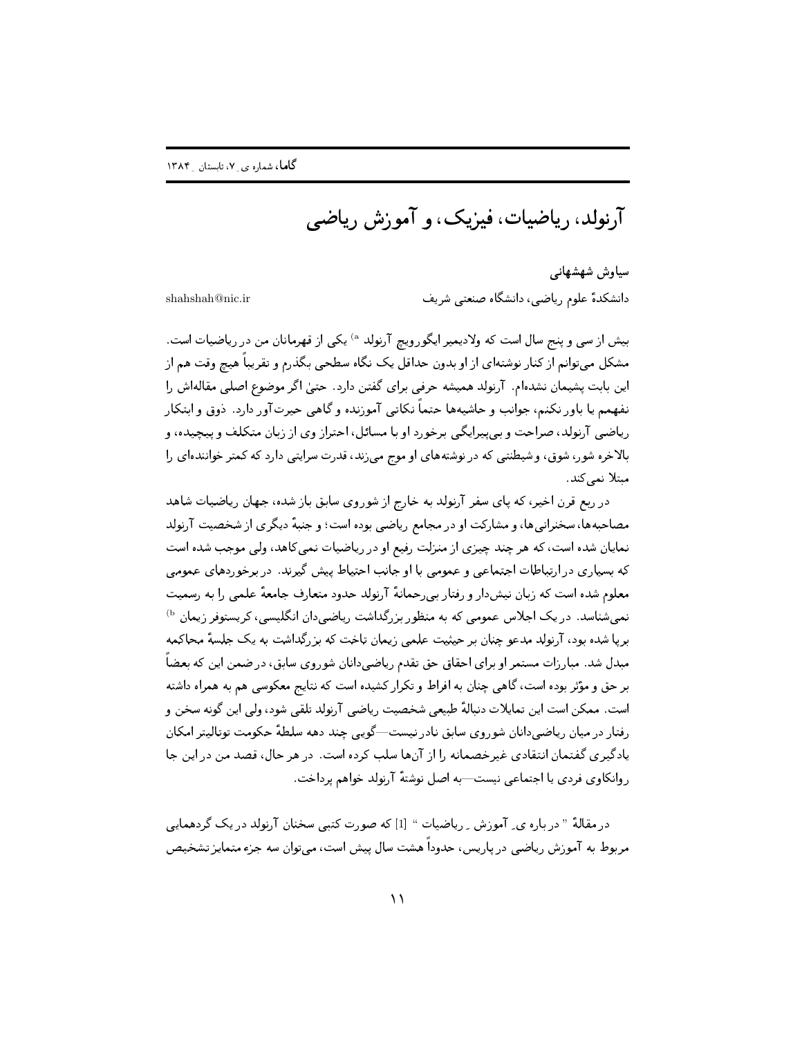# آرنولد، ریاضیات، فیزیک، و آموزش ریاضی

سیاوش شهشهانی

دانشکدهٔ علوم ریاضی، دانشگاه صنعتی شریف

shahshah@nic.ir

بیش از سی و پنج سال است که ولادیمیر ایگورویچ آرنولد [a] یکی از قهرمانان من در ریاضیات است. مشکل می‌توانم از کنار نوشته‌ای از او بدون حداقل یک نگاه سطحی بگذرم و تقریباً هیچ وقت هم از این بابت پشیمان نشده‌ام. آرنولد همیشه حرفی برای گفتن دارد. حتیٰ اگر موضوع اصلی مقاله‌اش را نفهمم یا باور نکنم، جوانب و حاشیه‌ها حتماً نکاتی آموزنده و گاهی حیرت‌آور دارد. ذوق و ابتکار ریاضی آرنولد، صراحت و بی‌پیرایگی برخورد او با مسائل، احتراز وی از زبان متکلف و پیچیده، و بالاخره شور، شوق، و شیطنتی که در نوشته‌های او موج می‌زند، قدرت سرایتی دارد که کمتر خواننده‌ای را مبتلا نمی‌کند.

در ربع قرن اخیر، که پای سفر آرنولد به خارج از شوروی سابق باز شده، جهان ریاضیات شاهد مصاحبه‌ها، سخنرانی‌ها، و مشارکت او در مجامع ریاضی بوده است؛ و جنبهٔ دیگری از شخصیت آرنولد نمایان شده است، که هر چند چیزی از منزلت رفیع او در ریاضیات نمی‌کاهد، ولی موجب شده است که بسیاری در ارتباطات اجتماعی و عمومی با او جانب احتیاط پیش گیرند. در برخوردهای عمومی معلوم شده است که زبان نیش‌دار و رفتار بی‌رحمانهٔ آرنولد حدود متعارف جامعهٔ علمی را به رسمیت نمی‌شناسد. در یک اجلاس عمومی که به منظور بزرگداشت ریاضی‌دان انگلیسی، کریستوفر زیمان [b] برپا شده بود، آرنولد مدعو چنان بر حیثیت علمی زیمان تاخت که بزرگداشت به یک جلسهٔ محاکمه مبدل شد. مبارزات مستمر او برای احقاق حق تقدم ریاضی‌دانان شوروی سابق، درضمن این که بعضاً بر حق و مؤثر بوده است، گاهی چنان به افراط و تکرار کشیده است که نتایج معکوسی هم به همراه داشته است. ممکن است این تمایلات دنبالهٔ طبیعی شخصیت ریاضی آرنولد تلقی شود، ولی این گونه سخن و رفتار در میان ریاضی‌دانان شوروی سابق نادر نیست—گویی چند دهه سلطهٔ حکومت توتالیتر امکان یادگیری گفتمان انتقادی غیرخصمانه را از آن‌ها سلب کرده است. در هر حال، قصد من در این جا روانکاوی فردی یا اجتماعی نیست—به اصل نوشتهٔ آرنولد خواهم پرداخت.

در مقالهٔ " درباره ی ِ آموزش ِ ریاضیات " [1] که صورت کتبی سخنان آرنولد در یک گردهمایی مربوط به آموزش ریاضی در پاریس، حدوداً هشت سال پیش است، می‌توان سه جزء متمایز تشخیص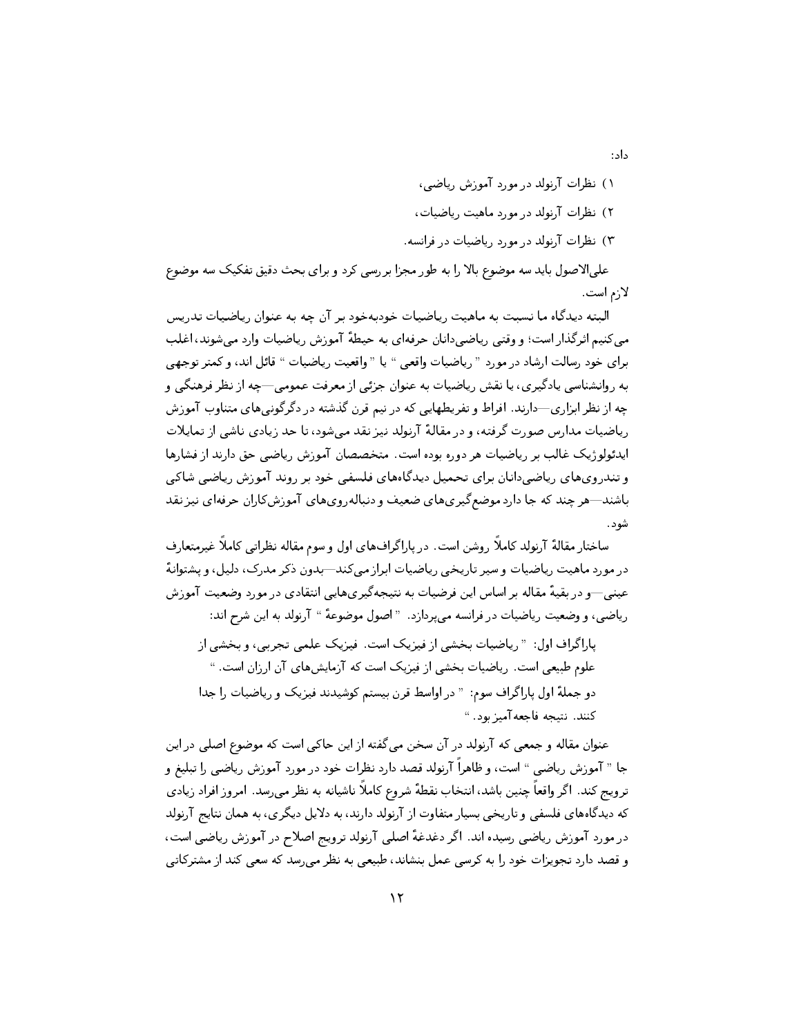داد:

۱) نظرات آرنولد در مورد آموزش ریاضی،

۲) نظرات آرنولد در مورد ماهیت ریاضیات،

۳) نظرات آرنولد در مورد ریاضیات در فرانسه.

علی‌الاصول باید سه موضوع بالا را به طور مجزا بررسی کرد و برای بحث دقیق تفکیک سه موضوع لازم است.

البته دیدگاه ما نسبت به ماهیت ریاضیات خودبه‌خود بر آن چه به عنوان ریاضیات تدریس می‌کنیم اثرگذار است؛ و وقتی ریاضی‌دانان حرفه‌ای به حیطهٔ آموزش ریاضیات وارد می‌شوند، اغلب برای خود رسالت ارشاد در مورد "ریاضیات واقعی" یا "واقعیت ریاضیات" قائل اند، و کمتر توجهی به روانشناسی یادگیری، یا نقش ریاضیات به عنوان جزئی از معرفت عمومی—چه از نظر فرهنگی و چه از نظر ابزاری—دارند. افراط و تفریطهایی که در نیم قرن گذشته در دگرگونی‌های متناوب آموزش ریاضیات مدارس صورت گرفته، و در مقالهٔ آرنولد نیز نقد می‌شود، تا حد زیادی ناشی از تمایلات ایدئولوژیک غالب بر ریاضیات هر دوره بوده است. متخصصان آموزش ریاضی حق دارند از فشارها و تندروی‌های ریاضی‌دانان برای تحمیل دیدگاه‌های فلسفی خود بر روند آموزش ریاضی شاکی باشند—هر چند که جا دارد موضع‌گیری‌های ضعیف و دنباله‌روی‌های آموزش‌کاران حرفه‌ای نیز نقد شود.

ساختار مقالهٔ آرنولد کاملاً روشن است. در پاراگراف‌های اول و سوم مقاله نظراتی کاملاً غیرمتعارف در مورد ماهیت ریاضیات و سیر تاریخی ریاضیات ابراز می‌کند—بدون ذکر مدرک، دلیل، و پشتوانهٔ عینی—و در بقیهٔ مقاله بر اساس این فرضیات به نتیجه‌گیری‌هایی انتقادی در مورد وضعیت آموزش ریاضی، و وضعیت ریاضیات در فرانسه می‌پردازد. "اصول موضوعهٔ" آرنولد به این شرح اند:

> پاراگراف اول: "ریاضیات بخشی از فیزیک است. فیزیک علمی تجربی، و بخشی از علوم طبیعی است. ریاضیات بخشی از فیزیک است که آزمایش‌های آن ارزان است."
>
> دو جملهٔ اول پاراگراف سوم: "در اواسط قرن بیستم کوشیدند فیزیک و ریاضیات را جدا کنند. نتیجه فاجعه‌آمیز بود."

عنوان مقاله و جمعی که آرنولد در آن سخن می‌گفته از این حاکی است که موضوع اصلی در این جا "آموزش ریاضی" است، و ظاهراً آرنولد قصد دارد نظرات خود در مورد آموزش ریاضی را تبلیغ و ترویج کند. اگر واقعاً چنین باشد، انتخاب نقطهٔ شروع کاملاً ناشیانه به نظر می‌رسد. امروز افراد زیادی که دیدگاه‌های فلسفی و تاریخی بسیار متفاوت از آرنولد دارند، به دلایل دیگری، به همان نتایج آرنولد در مورد آموزش ریاضی رسیده اند. اگر دغدغهٔ اصلی آرنولد ترویج اصلاح در آموزش ریاضی است، و قصد دارد تجویزات خود را به کرسی عمل بنشاند، طبیعی به نظر می‌رسد که سعی کند از مشترکاتی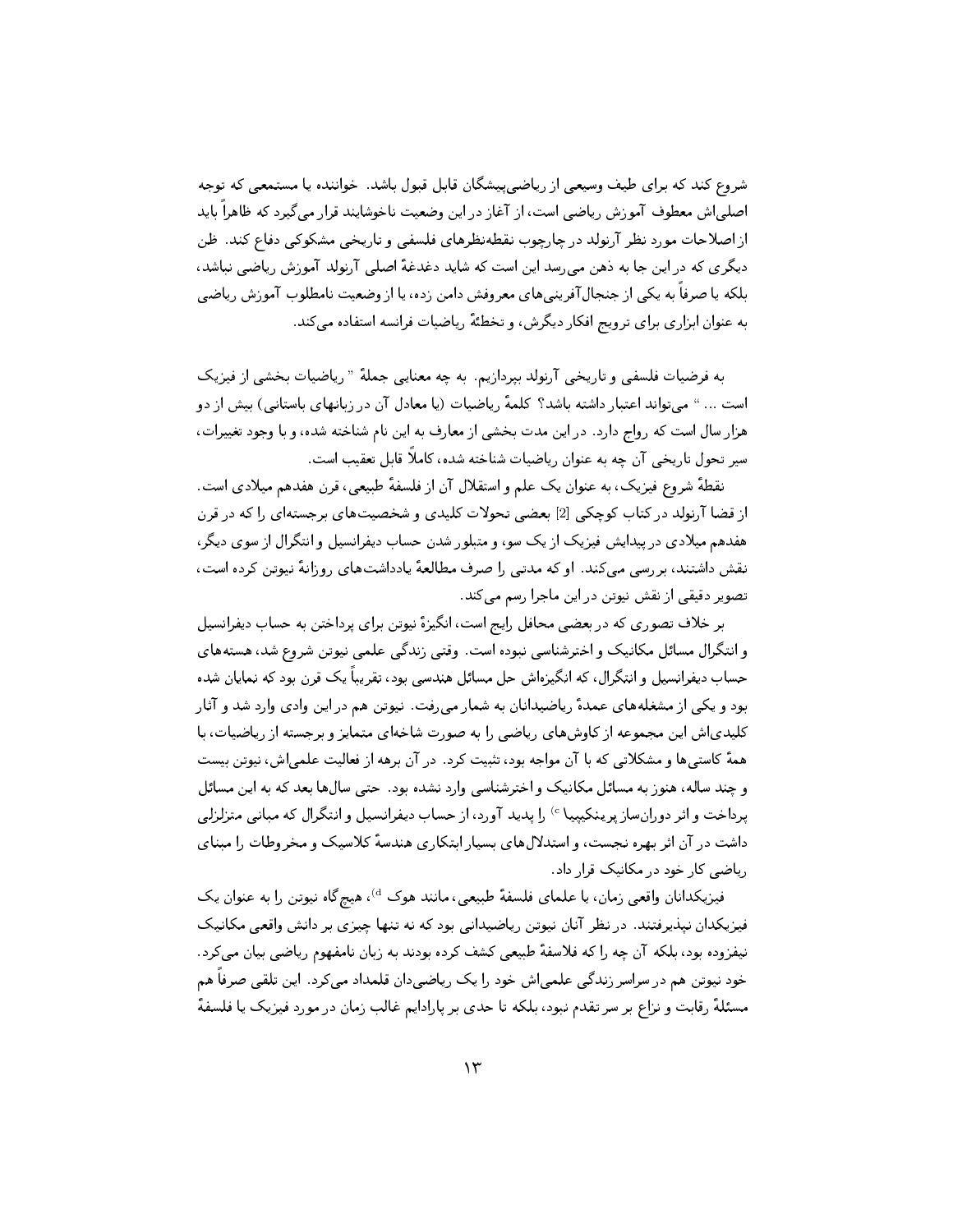شروع کند که برای طیف وسیعی از ریاضی‌پیشگان قابل قبول باشد. خواننده یا مستمعی که توجه اصلی‌اش معطوف آموزش ریاضی است، از آغاز در این وضعیت ناخوشایند قرار می‌گیرد که ظاهراً باید از اصلاحات مورد نظر آرنولد در چارچوب نقطه‌نظرهای فلسفی و تاریخی مشکوکی دفاع کند. ظن دیگری که در این جا به ذهن می‌رسد این است که شاید دغدغهٔ اصلی آرنولد آموزش ریاضی نباشد، بلکه یا صرفاً به یکی از جنجال‌آفرینی‌های معروفش دامن زده، یا از وضعیت نامطلوب آموزش ریاضی به عنوان ابزاری برای ترویج افکار دیگرش، و تخطئهٔ ریاضیات فرانسه استفاده می‌کند.

به فرضیات فلسفی و تاریخی آرنولد بپردازیم. به چه معنایی جملهٔ " ریاضیات بخشی از فیزیک است ... " می‌تواند اعتبار داشته باشد؟ کلمهٔ ریاضیات (یا معادل آن در زبانهای باستانی) بیش از دو هزار سال است که رواج دارد. در این مدت بخشی از معارف به این نام شناخته شده، و با وجود تغییرات، سیر تحول تاریخی آن چه به عنوان ریاضیات شناخته شده، کاملاً قابل تعقیب است.

نقطهٔ شروع فیزیک، به عنوان یک علم و استقلال آن از فلسفهٔ طبیعی، قرن هفدهم میلادی است. از قضا آرنولد در کتاب کوچکی [2] بعضی تحولات کلیدی و شخصیت‌های برجسته‌ای را که در قرن هفدهم میلادی در پیدایش فیزیک از یک سو، و متبلور شدن حساب دیفرانسیل و انتگرال از سوی دیگر، نقش داشتند، بررسی می‌کند. او که مدتی را صرف مطالعهٔ یادداشت‌های روزانهٔ نیوتن کرده است، تصویر دقیقی از نقش نیوتن در این ماجرا رسم می‌کند.

بر خلاف تصوری که در بعضی محافل رایج است، انگیزهٔ نیوتن برای پرداختن به حساب دیفرانسیل و انتگرال مسائل مکانیک و اخترشناسی نبوده است. وقتی زندگی علمی نیوتن شروع شد، هسته‌های حساب دیفرانسیل و انتگرال، که انگیزه‌اش حل مسائل هندسی بود، تقریباً یک قرن بود که نمایان شده بود و یکی از مشغله‌های عمدهٔ ریاضیدانان به شمار می‌رفت. نیوتن هم در این وادی وارد شد و آثار کلیدی‌اش این مجموعه از کاوش‌های ریاضی را به صورت شاخه‌ای متمایز و برجسته از ریاضیات، با همهٔ کاستی‌ها و مشکلاتی که با آن مواجه بود، تثبیت کرد. در آن برهه از فعالیت علمی‌اش، نیوتن بیست و چند ساله، هنوز به مسائل مکانیک و اخترشناسی وارد نشده بود. حتی سال‌ها بعد که به این مسائل پرداخت و اثر دوران‌ساز پرینکیپیا [c] را پدید آورد، از حساب دیفرانسیل و انتگرال که مبانی متزلزلی داشت در آن اثر بهره نجست، و استدلال‌های بسیار ابتکاری هندسهٔ کلاسیک و مخروطات را مبنای ریاضی کار خود در مکانیک قرار داد.

فیزیکدانان واقعی زمان، یا علمای فلسفهٔ طبیعی، مانند هوک [d]، هیچ‌گاه نیوتن را به عنوان یک فیزیکدان نپذیرفتند. در نظر آنان نیوتن ریاضیدانی بود که نه تنها چیزی بر دانش واقعی مکانیک نیفزوده بود، بلکه آن چه را که فلاسفهٔ طبیعی کشف کرده بودند به زبان نامفهوم ریاضی بیان می‌کرد. خود نیوتن هم در سراسر زندگی علمی‌اش خود را یک ریاضی‌دان قلمداد می‌کرد. این تلقی صرفاً هم مسئلهٔ رقابت و نزاع بر سر تقدم نبود، بلکه تا حدی بر پارادایم غالب زمان در مورد فیزیک یا فلسفهٔ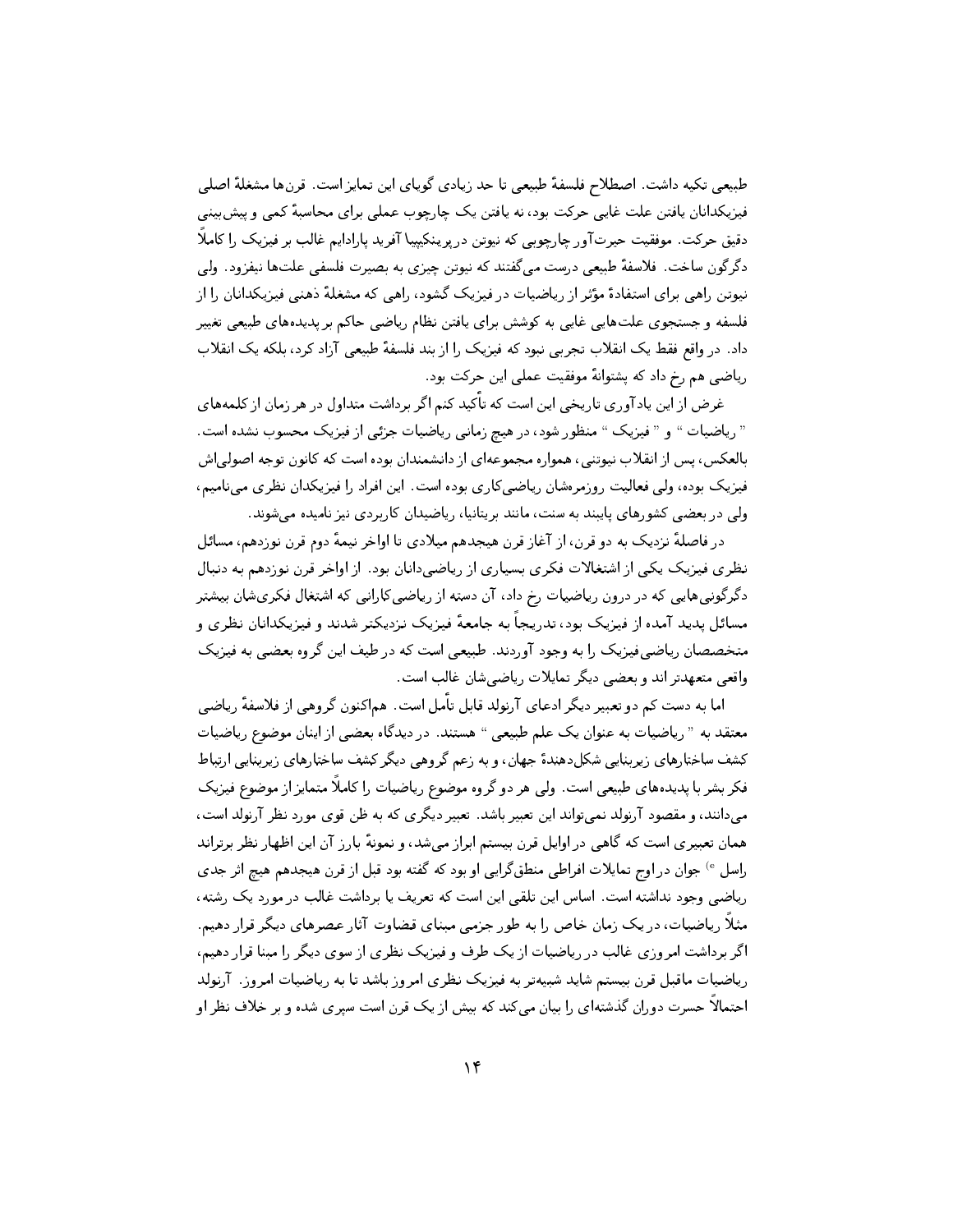طبیعی تکیه داشت. اصطلاح فلسفهٔ طبیعی تا حد زیادی گویای این تمایز است. قرن‌ها مشغلهٔ اصلی فیزیکدانان یافتن علت غایی حرکت بود، نه یافتن یک چارچوب عملی برای محاسبهٔ کمی و پیش‌بینی دقیق حرکت. موفقیت حیرت‌آور چارچوبی که نیوتن در پرینکیپیا آفرید پارادایم غالب بر فیزیک را کاملاً دگرگون ساخت. فلاسفهٔ طبیعی درست می‌گفتند که نیوتن چیزی به بصیرت فلسفی علت‌ها نیفزود. ولی نیوتن راهی برای استفادهٔ مؤثر از ریاضیات در فیزیک گشود، راهی که مشغلهٔ ذهنی فیزیکدانان را از فلسفه و جستجوی علت‌هایی غایی به کوشش برای یافتن نظام ریاضی حاکم بر پدیده‌های طبیعی تغییر داد. در واقع فقط یک انقلاب تجربی نبود که فیزیک را از بند فلسفهٔ طبیعی آزاد کرد، بلکه یک انقلاب ریاضی هم رخ داد که پشتوانهٔ موفقیت عملی این حرکت بود.

غرض از این یادآوری تاریخی این است که تأکید کنم اگر برداشت متداول در هر زمان از کلمه‌های " ریاضیات " و " فیزیک " منظور شود، در هیچ زمانی ریاضیات جزئی از فیزیک محسوب نشده است. بالعکس، پس از انقلاب نیوتنی، همواره مجموعه‌ای از دانشمندان بوده است که کانون توجه اصولی‌اش فیزیک بوده، ولی فعالیت روزمره‌شان ریاضی‌کاری بوده است. این افراد را فیزیکدان نظری می‌نامیم، ولی در بعضی کشورهای پایبند به سنت، مانند بریتانیا، ریاضیدان کاربردی نیز نامیده می‌شوند.

در فاصلهٔ نزدیک به دو قرن، از آغاز قرن هیجدهم میلادی تا اواخر نیمهٔ دوم قرن نوزدهم، مسائل نظری فیزیک یکی از اشتغالات فکری بسیاری از ریاضی‌دانان بود. از اواخر قرن نوزدهم به دنبال دگرگونی‌هایی که در درون ریاضیات رخ داد، آن دسته از ریاضی‌کارانی که اشتغال فکری‌شان بیشتر مسائل پدید آمده از فیزیک بود، تدریجاً به جامعهٔ فیزیک نزدیکتر شدند و فیزیکدانان نظری و متخصصان ریاضی‌فیزیک را به وجود آوردند. طبیعی است که در طیف این گروه بعضی به فیزیک واقعی متعهدتر اند و بعضی دیگر تمایلات ریاضی‌شان غالب است.

اما به دست کم دو تعبیر دیگر ادعای آرنولد قابل تأمل است. هم‌اکنون گروهی از فلاسفهٔ ریاضی معتقد به " ریاضیات به عنوان یک علم طبیعی " هستند. در دیدگاه بعضی از اینان موضوع ریاضیات کشف ساختارهای زیربنایی شکل‌دهندهٔ جهان، و به زعم گروهی دیگر کشف ساختارهای زیربنایی ارتباط فکر بشر با پدیده‌های طبیعی است. ولی هر دو گروه موضوع ریاضیات را کاملاً متمایز از موضوع فیزیک می‌دانند، و مقصود آرنولد نمی‌تواند این تعبیر باشد. تعبیر دیگری که به ظن قوی مورد نظر آرنولد است، همان تعبیری است که گاهی در اوایل قرن بیستم ابراز می‌شد، و نمونهٔ بارز آن این اظهار نظر برتراند راسل [e] جوان در اوج تمایلات افراطی منطق‌گرایی او بود که گفته بود قبل از قرن هیجدهم هیچ اثر جدی ریاضی وجود نداشته است. اساس این تلقی این است که تعریف یا برداشت غالب در مورد یک رشته، مثلاً ریاضیات، در یک زمان خاص را به طور جزمی مبنای قضاوت آثار عصرهای دیگر قرار دهیم. اگر برداشت امروزی غالب در ریاضیات از یک طرف و فیزیک نظری از سوی دیگر را مبنا قرار دهیم، ریاضیات ماقبل قرن بیستم شاید شبیه‌تر به فیزیک نظری امروز باشد تا به ریاضیات امروز. آرنولد احتمالاً حسرت دوران گذشته‌ای را بیان می‌کند که بیش از یک قرن است سپری شده و بر خلاف نظر او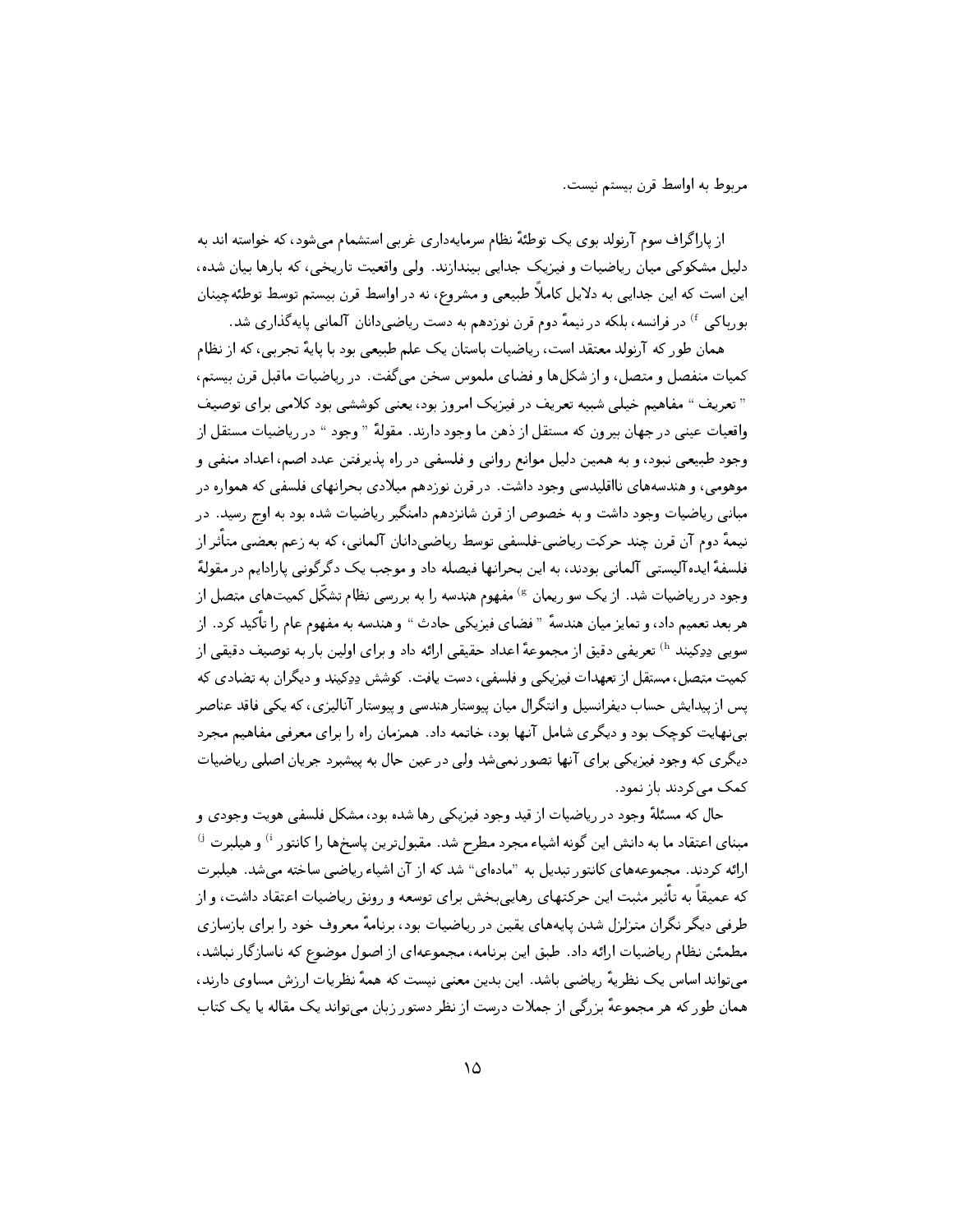مربوط به اواسط قرن بیستم نیست.

از پاراگراف سوم آرنولد بوی یک توطئهٔ نظام سرمایه‌داری غربی استشمام می‌شود، که خواسته اند به دلیل مشکوکی میان ریاضیات و فیزیک جدایی بیندازند. ولی واقعیت تاریخی، که بارها بیان شده، این است که این جدایی به دلایل کاملاً طبیعی و مشروع، نه در اواسط قرن بیستم توسط توطئه‌چینان بورباکی [f] در فرانسه، بلکه در نیمهٔ دوم قرن نوزدهم به دست ریاضی‌دانان آلمانی پایه‌گذاری شد.

همان طور که آرنولد معتقد است، ریاضیات باستان یک علم طبیعی بود با پایهٔ تجربی، که از نظام کمیات منفصل و متصل، و از شکل‌ها و فضای ملموس سخن می‌گفت. در ریاضیات ماقبل قرن بیستم، " تعریف " مفاهیم خیلی شبیه تعریف در فیزیک امروز بود، یعنی کوششی بود کلامی برای توصیف واقعیات عینی در جهان بیرون که مستقل از ذهن ما وجود دارند. مقولهٔ " وجود " در ریاضیات مستقل از وجود طبیعی نبود، و به همین دلیل موانع روانی و فلسفی در راه پذیرفتن عدد اصم، اعداد منفی و موهومی، و هندسه‌های نااقلیدسی وجود داشت. در قرن نوزدهم میلادی بحرانهای فلسفی که همواره در مبانی ریاضیات وجود داشت و به خصوص از قرن شانزدهم دامنگیر ریاضیات شده بود به اوج رسید. در نیمهٔ دوم آن قرن چند حرکت ریاضی-فلسفی توسط ریاضی‌دانان آلمانی، که به زعم بعضی متأثر از فلسفهٔ ایده‌آلیستی آلمانی بودند، به این بحرانها فیصله داد و موجب یک دگرگونی پارادایم در مقولهٔ وجود در ریاضیات شد. از یک سو ریمان [g] مفهوم هندسه را به بررسی نظام تشکّل کمیت‌های متصل از هر بعد تعمیم داد، و تمایز میان هندسهٔ " فضای فیزیکی حادث " و هندسه به مفهوم عام را تأکید کرد. از سویی ددکیند [h] تعریفی دقیق از مجموعهٔ اعداد حقیقی ارائه داد و برای اولین بار به توصیف دقیقی از کمیت متصل، مستقل از تعهدات فیزیکی و فلسفی، دست یافت. کوشش ددکیند و دیگران به تضادی که پس از پیدایش حساب دیفرانسیل و انتگرال میان پیوستار هندسی و پیوستار آنالیزی، که یکی فاقد عناصر بی‌نهایت کوچک بود و دیگری شامل آنها بود، خاتمه داد. همزمان راه را برای معرفی مفاهیم مجرد دیگری که وجود فیزیکی برای آنها تصور نمی‌شد ولی در عین حال به پیشبرد جریان اصلی ریاضیات کمک می‌کردند باز نمود.

حال که مسئلهٔ وجود در ریاضیات از قید وجود فیزیکی رها شده بود، مشکل فلسفی هویت وجودی و مبنای اعتقاد ما به دانش این گونه اشیاء مجرد مطرح شد. مقبول‌ترین پاسخ‌ها را کانتور [i] و هیلبرت [j] ارائه کردند. مجموعه‌های کانتور تبدیل به "ماده‌ای" شد که از آن اشیاء ریاضی ساخته می‌شد. هیلبرت که عمیقاً به تأثیر مثبت این حرکتهای رهایی‌بخش برای توسعه و رونق ریاضیات اعتقاد داشت، و از طرفی دیگر نگران متزلزل شدن پایه‌های یقین در ریاضیات بود، برنامهٔ معروف خود را برای بازسازی مطمئن نظام ریاضیات ارائه داد. طبق این برنامه، مجموعه‌ای از اصول موضوع که ناسازگار نباشد، می‌تواند اساس یک نظریهٔ ریاضی باشد. این بدین معنی نیست که همهٔ نظریات ارزش مساوی دارند، همان طور که هر مجموعهٔ بزرگی از جملات درست از نظر دستور زبان می‌تواند یک مقاله یا یک کتاب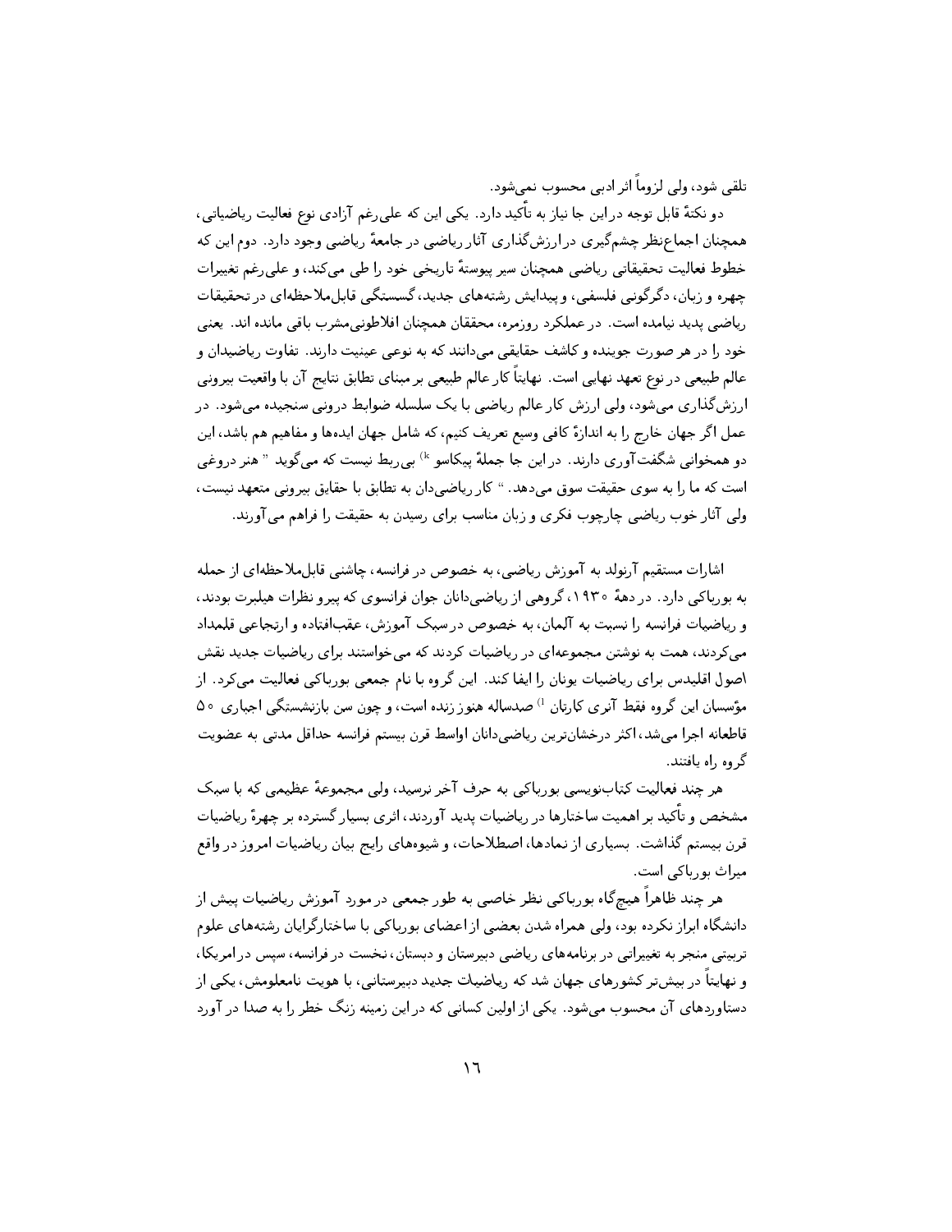تلقی شود، ولی لزوماً اثر ادبی محسوب نمی‌شود.

دو نکتهٔ قابل توجه در این جا نیاز به تأکید دارد. یکی این که علی‌رغم آزادی نوع فعالیت ریاضیاتی، همچنان اجماع‌نظر چشم‌گیری در ارزش‌گذاری آثار ریاضی در جامعهٔ ریاضی وجود دارد. دوم این که خطوط فعالیت تحقیقاتی ریاضی همچنان سیر پیوستهٔ تاریخی خود را طی می‌کند، و علی‌رغم تغییرات چهره و زبان، دگرگونی فلسفی، و پیدایش رشته‌های جدید، گسستگی قابل‌ملاحظه‌ای در تحقیقات ریاضی پدید نیامده است. در عملکرد روزمره، محققان همچنان افلاطونی‌مشرب باقی مانده اند. یعنی خود را در هر صورت جوینده و کاشف حقایقی می‌دانند که به نوعی عینیت دارند. تفاوت ریاضیدان و عالم طبیعی در نوع تعهد نهایی است. نهایتاً کار عالم طبیعی بر مبنای تطابق نتایج آن با واقعیت بیرونی ارزش‌گذاری می‌شود، ولی ارزش کار عالم ریاضی با یک سلسله ضوابط درونی سنجیده می‌شود. در عمل اگر جهان خارج را به اندازهٔ کافی وسیع تعریف کنیم، که شامل جهان ایده‌ها و مفاهیم هم باشد، این دو همخوانی شگفت‌آوری دارند. در این جا جملهٔ پیکاسو [k] بی‌ربط نیست که می‌گوید "هنر دروغی است که ما را به سوی حقیقت سوق می‌دهد." کار ریاضی‌دان به تطابق با حقایق بیرونی متعهد نیست، ولی آثار خوب ریاضی چارچوب فکری و زبان مناسب برای رسیدن به حقیقت را فراهم می‌آورند.

اشارات مستقیم آرنولد به آموزش ریاضی، به خصوص در فرانسه، چاشنی قابل‌ملاحظه‌ای از حمله به بورباکی دارد. در دههٔ ۱۹۳۰، گروهی از ریاضی‌دانان جوان فرانسوی که پیرو نظرات هیلبرت بودند، و ریاضیات فرانسه را نسبت به آلمان، به خصوص در سبک آموزش، عقب‌افتاده و ارتجاعی قلمداد می‌کردند، همت به نوشتن مجموعه‌ای در ریاضیات کردند که می‌خواستند برای ریاضیات جدید نقش اصول اقلیدس برای ریاضیات یونان را ایفا کند. این گروه با نام جمعی بورباکی فعالیت می‌کرد. از مؤسسان این گروه فقط آنری کارتان [l] صدساله هنوز زنده است، و چون سن بازنشستگی اجباری ۵۰ قاطعانه اجرا می‌شد، اکثر درخشان‌ترین ریاضی‌دانان اواسط قرن بیستم فرانسه حداقل مدتی به عضویت گروه راه یافتند.

هر چند فعالیت کتاب‌نویسی بورباکی به حرف آخر نرسید، ولی مجموعهٔ عظیمی که با سبک مشخص و تأکید بر اهمیت ساختارها در ریاضیات پدید آوردند، اثری بسیار گسترده بر چهرهٔ ریاضیات قرن بیستم گذاشت. بسیاری از نمادها، اصطلاحات، و شیوه‌های رایج بیان ریاضیات امروز در واقع میراث بورباکی است.

هر چند ظاهراً هیچ‌گاه بورباکی نظر خاصی به طور جمعی در مورد آموزش ریاضیات پیش از دانشگاه ابراز نکرده بود، ولی همراه شدن بعضی از اعضای بورباکی با ساختارگرایان رشته‌های علوم تربیتی منجر به تغییراتی در برنامه‌های ریاضی دبیرستان و دبستان، نخست در فرانسه، سپس در امریکا، و نهایتاً در بیش‌تر کشورهای جهان شد که ریاضیات جدید دبیرستانی، با هویت نامعلومش، یکی از دستاوردهای آن محسوب می‌شود. یکی از اولین کسانی که در این زمینه زنگ خطر را به صدا در آورد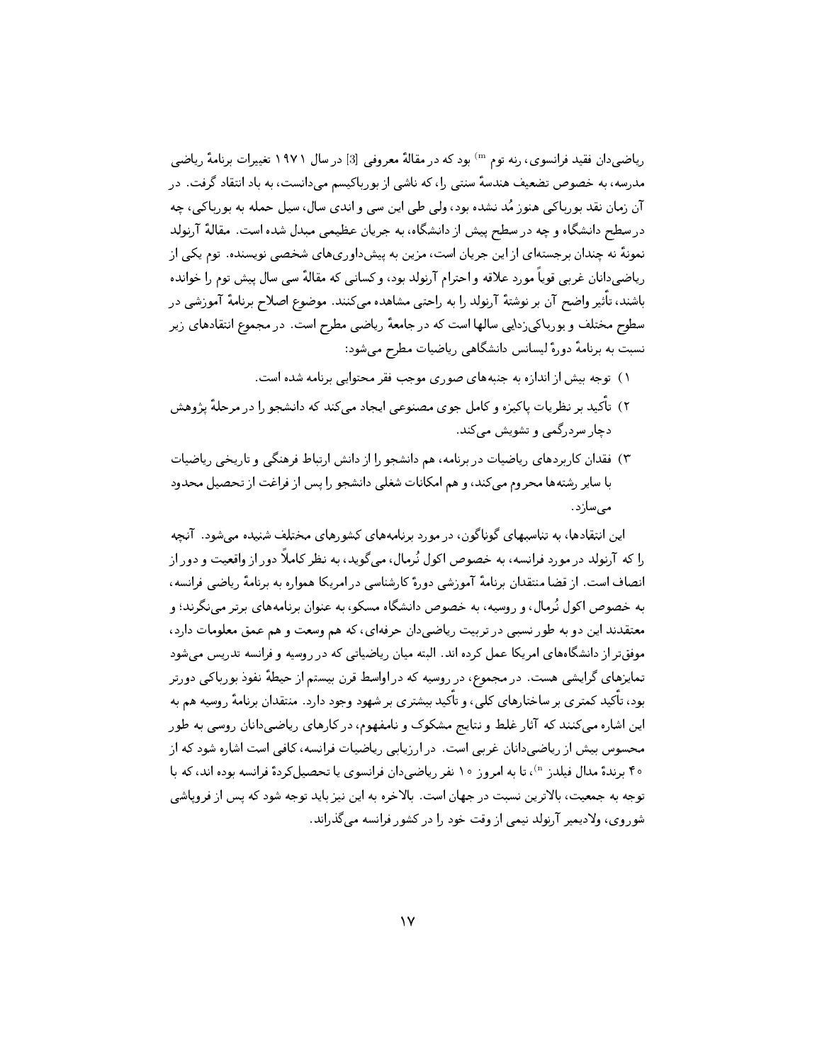ریاضی‌دان فقید فرانسوی، رنه توم [m] بود که در مقالهٔ معروفی [3] در سال ۱۹۷۱ تغییرات برنامهٔ ریاضی مدرسه، به خصوص تضعیف هندسهٔ سنتی را، که ناشی از بورباکیسم می‌دانست، به باد انتقاد گرفت. در آن زمان نقد بورباکی هنوز مُد نشده بود، ولی طی این سی و اندی سال، سیل حمله به بورباکی، چه در سطح دانشگاه و چه در سطح پیش از دانشگاه، به جریان عظیمی مبدل شده است. مقالهٔ آرنولد نمونهٔ نه چندان برجسته‌ای از این جریان است، مزین به پیش‌داوری‌های شخصی نویسنده. توم یکی از ریاضی‌دانان غربی قویاً مورد علاقه و احترام آرنولد بود، و کسانی که مقالهٔ سی سال پیش توم را خوانده باشند، تأثیر واضح آن بر نوشتهٔ آرنولد را به راحتی مشاهده می‌کنند. موضوع اصلاح برنامهٔ آموزشی در سطوح مختلف و بورباکی‌زدایی سالها است که در جامعهٔ ریاضی مطرح است. در مجموع انتقادهای زیر نسبت به برنامهٔ دورهٔ لیسانس دانشگاهی ریاضیات مطرح می‌شود:

۱) توجه بیش از اندازه به جنبه‌های صوری موجب فقر محتوایی برنامه شده است.

۲) تأکید بر نظریات پاکیزه و کامل جوی مصنوعی ایجاد می‌کند که دانشجو را در مرحلهٔ پژوهش دچار سردرگمی و تشویش می‌کند.

۳) فقدان کاربردهای ریاضیات در برنامه، هم دانشجو را از دانش ارتباط فرهنگی و تاریخی ریاضیات با سایر رشته‌ها محروم می‌کند، و هم امکانات شغلی دانشجو را پس از فراغت از تحصیل محدود می‌سازد.

این انتقادها، به تناسبهای گوناگون، در مورد برنامه‌های کشورهای مختلف شنیده می‌شود. آنچه را که آرنولد در مورد فرانسه، به خصوص اکول نُرمال، می‌گوید، به نظر کاملاً دور از واقعیت و دور از انصاف است. از قضا منتقدان برنامهٔ آموزشی دورهٔ کارشناسی در امریکا همواره به برنامهٔ ریاضی فرانسه، به خصوص اکول نُرمال، و روسیه، به خصوص دانشگاه مسکو، به عنوان برنامه‌های برتر می‌نگرند؛ و معتقدند این دو به طور نسبی در تربیت ریاضی‌دان حرفه‌ای، که هم وسعت و هم عمق معلومات دارد، موفق‌تر از دانشگاه‌های امریکا عمل کرده اند. البته میان ریاضیاتی که در روسیه و فرانسه تدریس می‌شود تمایزهای گرایشی هست. در مجموع، در روسیه که در اواسط قرن بیستم از حیطهٔ نفوذ بورباکی دورتر بود، تأکید کمتری بر ساختارهای کلی، و تأکید بیشتری بر شهود وجود دارد. منتقدان برنامهٔ روسیه هم به این اشاره می‌کنند که آثار غلط و نتایج مشکوک و نامفهوم، در کارهای ریاضی‌دانان روسی به طور محسوس بیش از ریاضی‌دانان غربی است. در ارزیابی ریاضیات فرانسه، کافی است اشاره شود که از ۴۰ برندهٔ مدال فیلدز [n]، تا به امروز ۱۰ نفر ریاضی‌دان فرانسوی یا تحصیل‌کردهٔ فرانسه بوده اند، که با توجه به جمعیت، بالاترین نسبت در جهان است. بالاخره به این نیز باید توجه شود که پس از فروپاشی شوروی، ولادیمیر آرنولد نیمی از وقت خود را در کشور فرانسه می‌گذراند.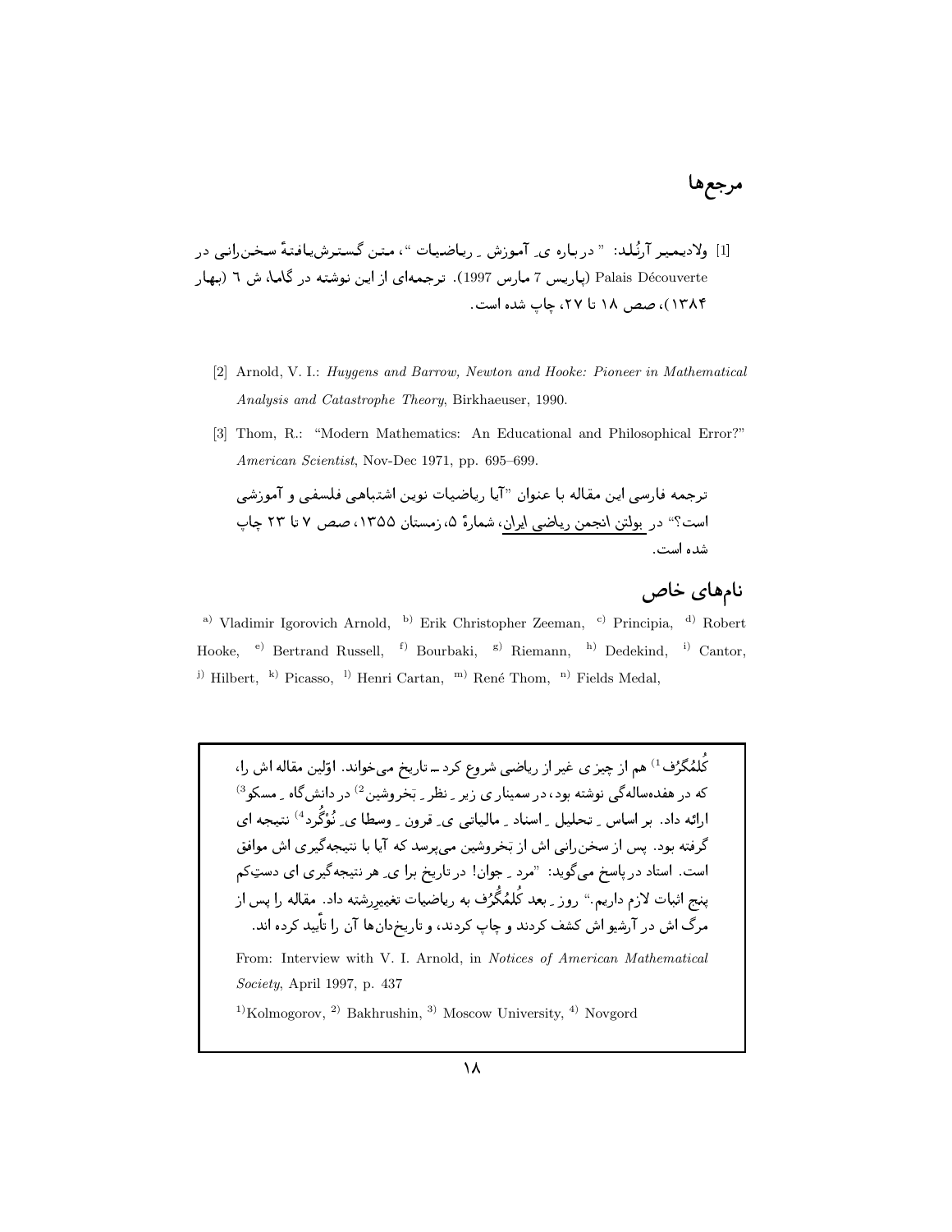## مرجع‌ها

[1] ولادیمیر آرنُلد: " درباره یِ آموزش ِ ریاضیات "، متن گسترش‌یافتهٔ سخن‌رانی در Palais Découverte (پاریس 7 مارس 1997). ترجمه‌ای از این نوشته در گاما، ش ٦ (بهار ١٣٨۴)، صص ١٨ تا ٢٧، چاپ شده است.

[2] Arnold, V. I.: *Huygens and Barrow, Newton and Hooke: Pioneer in Mathematical Analysis and Catastrophe Theory*, Birkhaeuser, 1990.

[3] Thom, R.: "Modern Mathematics: An Educational and Philosophical Error?" *American Scientist*, Nov-Dec 1971, pp. 695–699.

ترجمه فارسی این مقاله با عنوان "آیا ریاضیات نوین اشتباهی فلسفی و آموزشی است؟" در بولتن انجمن ریاضی ایران، شمارهٔ ۵، زمستان ١٣۵۵، صص ٧ تا ٢٣ چاپ شده است.

## نام‌های خاص

[a] Vladimir Igorovich Arnold, [b] Erik Christopher Zeeman, [c] Principia, [d] Robert Hooke, [e] Bertrand Russell, [f] Bourbaki, [g] Riemann, [h] Dedekind, [i] Cantor, [j] Hilbert, [k] Picasso, [l] Henri Cartan, [m] René Thom, [n] Fields Medal,

---

کُلمُگرُف[1] هم از چیز ی غیر از ریاضی شروع کرد ـ تاریخ می‌خواند. اوّلین مقاله اش را، که در هفده‌سالگی نوشته بود، در سمینار ی زیر ِ نظر ِ بَخروشین[2] در دانش‌گاه ِ مسکو[3] ارائه داد. بر اساس ِ تحلیل ِ اسناد ِ مالیاتی یِ قرون ِ وسطا یِ نُوگُرد[4] نتیجه ای گرفته بود. پس از سخن‌رانی اش از بَخروشین می‌پرسد که آیا با نتیجه‌گیری اش موافق است. استاد در پاسخ می‌گوید: "مرد ِ جوان! در تاریخ برا یِ هر نتیجه‌گیری ای دستِ‌کم پنج اثبات لازم داریم." روز ِ بعد کُلمُگُرُف به ریاضیات تغییررشته داد. مقاله را پس از مرگ اش در آرشیو اش کشف کردند و چاپ کردند، و تاریخ‌دان‌ها آن را تأیید کرده اند.

From: Interview with V. I. Arnold, in *Notices of American Mathematical Society*, April 1997, p. 437

[1] Kolmogorov, [2] Bakhrushin, [3] Moscow University, [4] Novgord